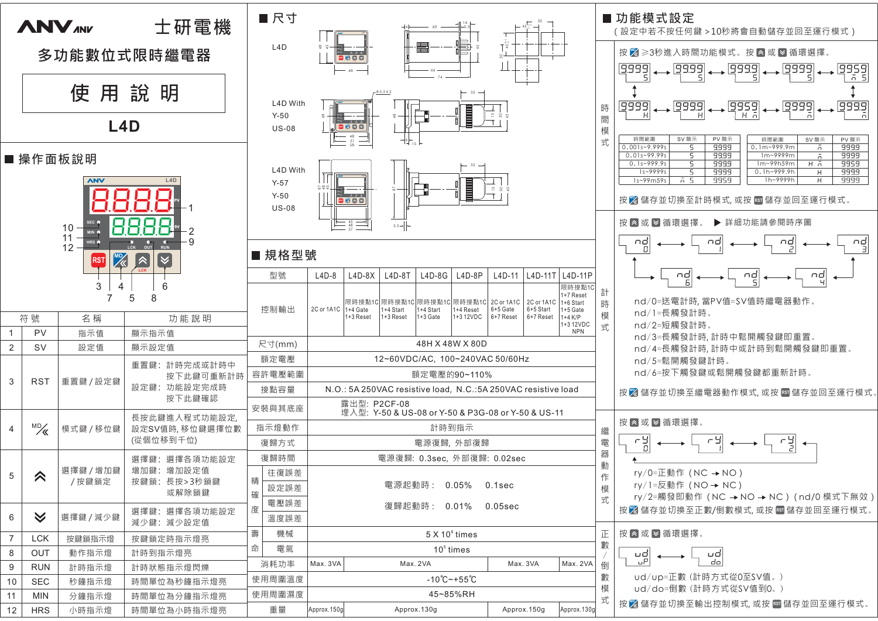# ANV 士研電機

## 多功能數位式限時繼電器

# 使用說明

# L4D

## ■ 操作面板說明

| 符號 | 名稱 | 功能說明 |
|---|---|---|
| 1 | PV | 指示值 | 顯示指示值 |
| 2 | SV | 設定值 | 顯示設定值 |
| 3 | RST | 重置鍵 / 設定鍵 | 重置鍵：計時完成或計時中按下此鍵可重新計時<br>設定鍵：功能設定完成時按下此鍵確認 |
| 4 | MD/≪ | 模式鍵 / 移位鍵 | 長按此鍵進入程式功能設定，設定SV值時，移位鍵選擇位數（從個位移到千位） |
| 5 | ⋀ | 選擇鍵 / 增加鍵 / 按鍵鎖定 | 選擇鍵：選擇各項功能設定<br>增加鍵：增加設定值<br>按鍵鎖：長按>3秒鍵鎖或解除鎖鍵 |
| 6 | ⋁ | 選擇鍵 / 減少鍵 | 選擇鍵：選擇各項功能設定<br>減少鍵：減少設定值 |
| 7 | LCK | 按鍵鎖指示燈 | 按鍵鎖定時指示燈亮 |
| 8 | OUT | 動作指示燈 | 計時到指示燈亮 |
| 9 | RUN | 計時指示燈 | 計時狀態指示燈閃爍 |
| 10 | SEC | 秒鐘指示燈 | 時間單位為秒鐘指示燈亮 |
| 11 | MIN | 分鐘指示燈 | 時間單位為分鐘指示燈亮 |
| 12 | HRS | 小時指示燈 | 時間單位為小時指示燈亮 |

## ■ 尺寸

L4D

L4D With Y-50 US-08

L4D With Y-57 Y-50 US-08

## ■ 規格型號

| 型號 | | L4D-8 | L4D-8X | L4D-8T | L4D-8G | L4D-8P | L4D-11 | L4D-11T | L4D-11P |
|---|---|---|---|---|---|---|---|---|---|
| 控制輸出 | | 2C or 1A1C | 限時接點1C<br>1+4 Gate<br>1+3 Reset | 限時接點1C<br>1+4 Start<br>1+3 Reset | 限時接點1C<br>1+4 Start<br>1+3 Gate | 限時接點1C<br>1+4 Reset<br>1+3 12VDC | 2C or 1A1C<br>6+5 Gate<br>6+7 Reset | 2C or 1A1C<br>6+5 Start<br>6+7 Reset | 限時接點1C<br>1+7 Reset<br>1+6 Start<br>1+5 Gate<br>1+4 K/P<br>1+3 12VDC NPN |
| 尺寸(mm) | | 48H X 48W X 80D | | | | | | | |
| 額定電壓 | | 12~60VDC/AC，100~240VAC 50/60Hz | | | | | | | |
| 容許電壓範圍 | | 額定電壓的90~110% | | | | | | | |
| 接點容量 | | N.O.: 5A 250VAC resistive load，N.C.:5A 250VAC resistive load | | | | | | | |
| 安裝與其底座 | | 露出型：P2CF-08<br>埋入型：Y-50 & US-08 or Y-50 & P3G-08 or Y-50 & US-11 | | | | | | | |
| 指示燈動作 | | 計時到指示 | | | | | | | |
| 復歸方式 | | 電源復歸，外部復歸 | | | | | | | |
| 復歸時間 | | 電源復歸：0.3sec，外部復歸：0.02sec | | | | | | | |
| 精確度 | 往復誤差 | 電源起動時：0.05%　0.1sec<br>復歸起動時：0.01%　0.05sec | | | | | | | |
| | 設定誤差 | | | | | | | | |
| | 電壓誤差 | | | | | | | | |
| | 溫度誤差 | | | | | | | | |
| 壽命 | 機械 | $5 \times 10^6$ times | | | | | | | |
| | 電氣 | $10^5$ times | | | | | | | |
| 消耗功率 | | Max. 3VA | Max. 2VA | | | | Max. 3VA | | Max. 2VA |
| 使用周圍溫度 | | -10℃~+55℃ | | | | | | | |
| 使用周圍濕度 | | 45~85%RH | | | | | | | |
| 重量 | | Approx.150g | Approx.130g | | | | Approx.150g | | Approx.130g |

## ■ 功能模式設定

（設定中若不按任何鍵 >10秒將會自動儲存並回至運行模式）

### 時間模式

按 MD ≥3秒進入時間功能模式。按 ⋀ 或 ⋁ 循環選擇。

| 時間範圍 | SV 顯示 | PV 顯示 |
|---|---|---|
| 0.001s~9.999s | S | 9.999 |
| 0.01s~99.99s | S | 99.99 |
| 0.1s~999.9s | S | 999.9 |
| 1s~9999s | S | 9999 |
| 1s~99m59s | m S | 99.59 |

| 時間範圍 | SV 顯示 | PV 顯示 |
|---|---|---|
| 0.1m~999.9m | m | 999.9 |
| 1m~9999m | m | 9999 |
| 1m~99h59m | H m | 99.59 |
| 0.1h~999.9h | H | 999.9 |
| 1h~9999h | H | 9999 |

按 MD 儲存並切換至計時模式，或按 RST 儲存並回至運行模式。

### 計時模式

按 ⋀ 或 ⋁ 循環選擇。 ▶ 詳細功能請參閱時序圖

nd/0=送電計時，當PV值=SV值時繼電器動作。<br>
nd/1=長觸發計時。<br>
nd/2=短觸發計時。<br>
nd/3=長觸發計時，計時中鬆開觸發鍵即重置。<br>
nd/4=長觸發計時，計時中或計時到鬆開觸發鍵即重置。<br>
nd/5=鬆開觸發鍵計時。<br>
nd/6=按下觸發鍵或鬆開觸發鍵都重新計時。

按 MD 儲存並切換至繼電器動作模式，或按 RST 儲存並回至運行模式。

### 繼電器動作模式

按 ⋀ 或 ⋁ 循環選擇。

ry/0=正動作（NC → NO）<br>
ry/1=反動作（NO → NC）<br>
ry/2=觸發即動作（NC → NO → NC）（nd/0 模式下無效）

按 MD 儲存並切換至正數/倒數模式，或按 RST 儲存並回至運行模式。

### 正數/倒數模式

按 ⋀ 或 ⋁ 循環選擇。

ud/up=正數（計時方式從0至SV值。）<br>
ud/do=倒數（計時方式從SV值到0。）

按 MD 儲存並切換至輸出控制模式，或按 RST 儲存並回至運行模式。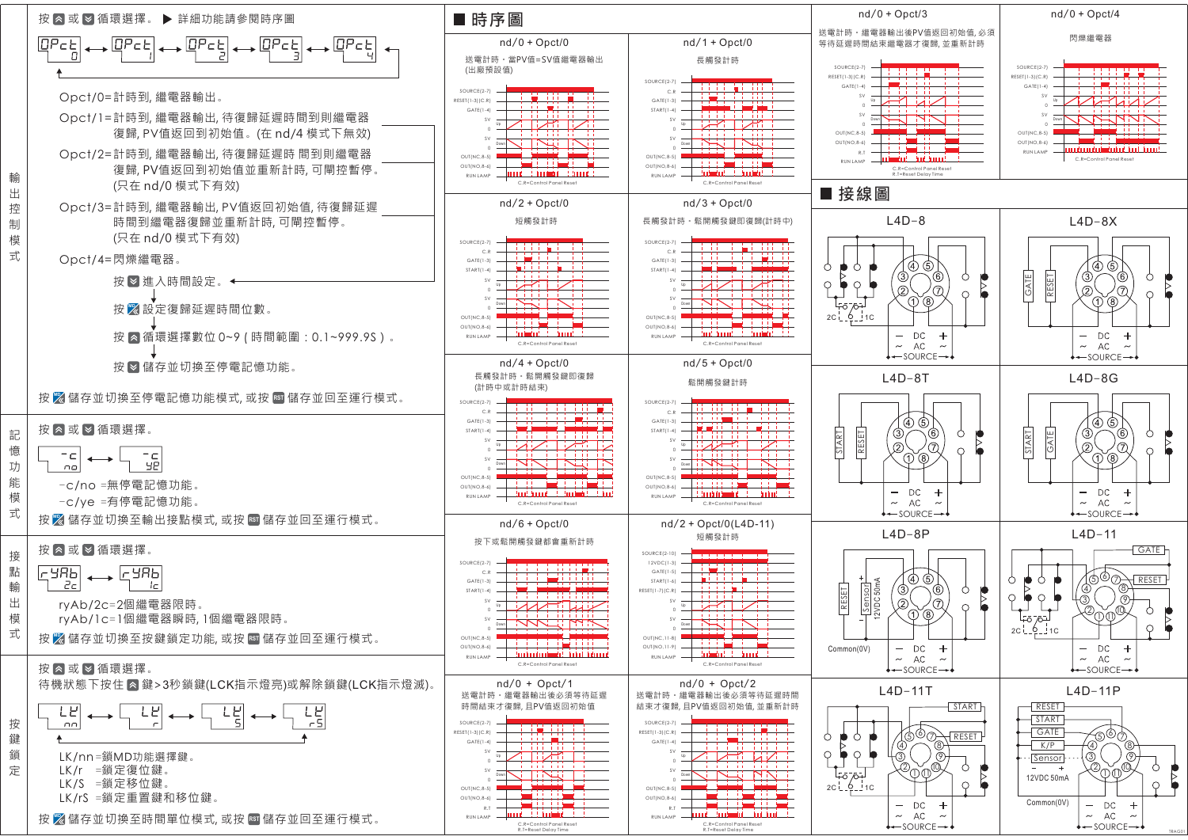## 輸出控制模式

按 ⊼ 或 ⊻ 循環選擇。 ▶ 詳細功能請參閱時序圖

OPct 0 ↔ OPct 1 ↔ OPct 2 ↔ OPct 3 ↔ OPct 4

Opct/0=計時到, 繼電器輸出。

Opct/1=計時到, 繼電器輸出, 待復歸延遲時間到則繼電器復歸, PV值返回到初始值。(在 nd/4 模式下無效)

Opct/2=計時到, 繼電器輸出, 待復歸延遲時 間到則繼電器復歸, PV值返回到初始值並重新計時, 可閘控暫停。(只在 nd/0 模式下有效)

Opct/3=計時到, 繼電器輸出, PV值返回初始值, 待復歸延遲時間到繼電器復歸並重新計時, 可閘控暫停。(只在 nd/0 模式下有效)

Opct/4=閃爍繼電器。

按 ⊻ 進入時間設定。

按 設定復歸延遲時間位數。

按 ⊼ 循環選擇數位 0~9 ( 時間範圍：0.1~999.9S )。

按 ⊻ 儲存並切換至停電記憶功能。

按 儲存並切換至停電記憶功能模式, 或按 RST 儲存並回至運行模式。

## 記憶功能模式

按 ⊼ 或 ⊻ 循環選擇。

-c no ↔ -c yE

-c/no =無停電記憶功能。

-c/ye =有停電記憶功能。

按 儲存並切換至輸出接點模式, 或按 RST 儲存並回至運行模式。

## 接點輸出模式

按 ⊼ 或 ⊻ 循環選擇。

rYAb 2c ↔ rYAb 1c

ryAb/2c=2個繼電器限時。

ryAb/1c=1個繼電器瞬時, 1個繼電器限時。

按 儲存並切換至按鍵鎖定功能, 或按 RST 儲存並回至運行模式。

## 按鍵鎖定

按 ⊼ 或 ⊻ 循環選擇。

待機狀態下按住 ⊼ 鍵>3秒鎖鍵(LCK指示燈亮)或解除鎖鍵(LCK指示燈滅)。

LK nn ↔ LK r ↔ LK S ↔ LK rS

LK/nn =鎖MD功能選擇鍵。

LK/r =鎖定復位鍵。

LK/S =鎖定移位鍵。

LK/rS =鎖定重置鍵和移位鍵。

按 儲存並切換至時間單位模式, 或按 RST 儲存並回至運行模式。

## ■ 時序圖

nd/0 + Opct/0
送電計時，當PV值=SV值繼電器輸出 (出廠預設值)
SOURCE(2-7) GATE(1-4) SV Up 0 SV Down 0 OUT(NC.8-5) OUT(NO.8-6) RUN LAMP
C.R=Control Panel Reset

nd/1 + Opct/0
長觸發計時
SOURCE(2-7) C.R GATE(1-3) START(1-4) SV Up 0 SV Down 0 OUT(NC.8-5) OUT(NO.8-6) RUN LAMP
C.R=Control Panel Reset

nd/2 + Opct/0
短觸發計時
C.R=Control Panel Reset

nd/3 + Opct/0
長觸發計時，鬆開觸發鍵即復歸(計時中)
C.R=Control Panel Reset

nd/4 + Opct/0
長觸發計時，鬆開觸發鍵即復歸 (計時中或計時結束)
C.R=Control Panel Reset

nd/5 + Opct/0
鬆開觸發鍵計時
C.R=Control Panel Reset

nd/6 + Opct/0
按下或鬆開觸發鍵都會重新計時
C.R=Control Panel Reset

nd/2 + Opct/0(L4D-11)
短觸發計時
SOURCE(2-10) 12VDC(1-3) GATE(1-5) START(1-6) RESET(1-7)(C.R) SV Up 0 SV Down 0 OUT(NC.11-8) OUT(NO.11-9) RUN LAMP
C.R=Control Panel Reset

nd/0 + Opct/1
送電計時，繼電器輸出後必須等待延遲時間結束才復歸，且PV值返回初始值
SOURCE(2-7) RESET(1-3)(C.R) GATE(1-4) SV Up 0 SV Down 0 OUT(NC.8-5) OUT(NO.8-6) R.T RUN LAMP
C.R=Control Panel Reset
R.T=Reset Delay Time

nd/0 + Opct/2
送電計時，繼電器輸出後必須等待延遲時間結束才復歸，且PV值返回初始值，並重新計時
C.R=Control Panel Reset
R.T=Reset Delay Time

nd/0 + Opct/3
送電計時，繼電器輸出後PV值返回初始值，必須等待延遲時間結束繼電器才復歸，並重新計時
C.R=Control Panel Reset
R.T=Reset Delay Time

nd/0 + Opct/4
閃爍繼電器
C.R=Control Panel Reset

## ■ 接線圖

L4D-8
2C 1C
DC AC SOURCE

L4D-8X
GATE RESET
DC AC SOURCE

L4D-8T
START RESET
DC AC SOURCE

L4D-8G
START GATE
DC AC SOURCE

L4D-8P
RESET Sensor 12VDC 50mA
Common(0V)
DC AC SOURCE

L4D-11
GATE RESET
2C 1C
DC AC SOURCE

L4D-11T
START RESET
2C 1C
DC AC SOURCE

L4D-11P
RESET START GATE K/P Sensor
12VDC 50mA
Common(0V)
DC AC SOURCE